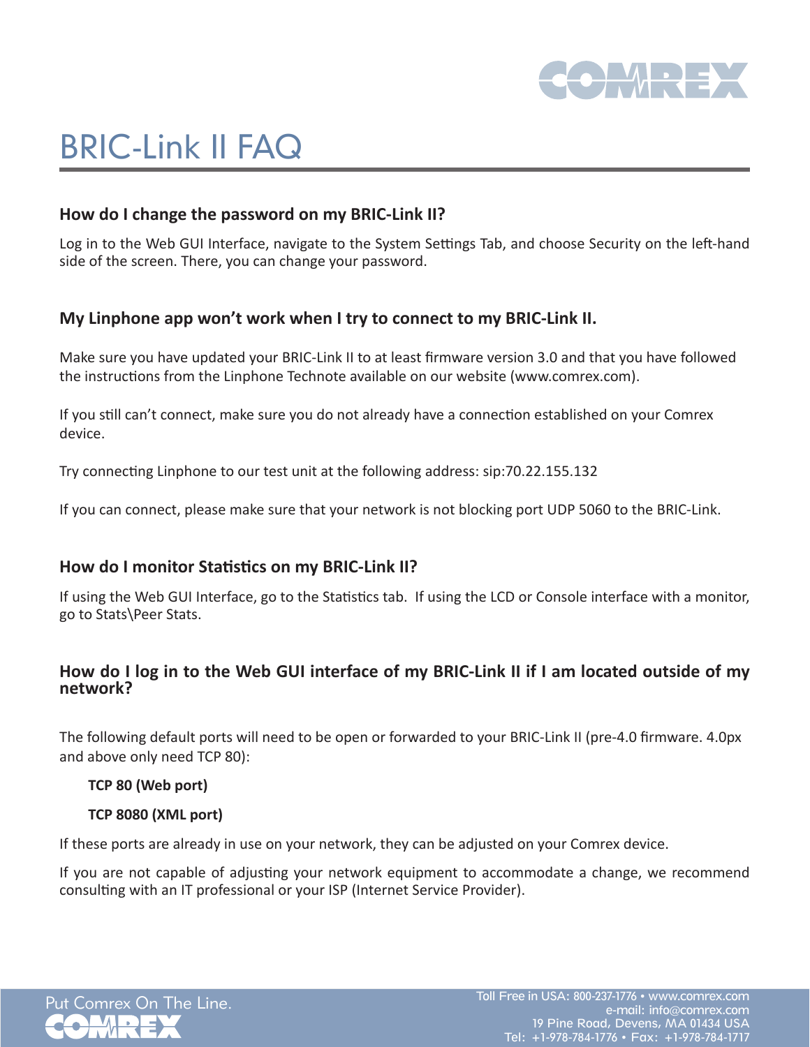# BRIC-Link II FAQ

### How do I change the password on my BRIC-Link II?

Log in to the Web GUI Interface, navigate to the System Settings Tab, and choose Security on the left-hand side of the screen. There, you can change your password.

### My Linphone app won't work when I try to connect to my BRIC-Link II.

Make sure you have updated your BRIC-Link II to at least firmware version 3.0 and that you have followed the instructions from the Linphone Technote available on our website (www.comrex.com).

If you still can't connect, make sure you do not already have a connection established on your Comrex device.

Try connecting Linphone to our test unit at the following address: sip:70.22.155.132

If you can connect, please make sure that your network is not blocking port UDP 5060 to the BRIC-Link.

### How do I monitor Statistics on my BRIC-Link II?

If using the Web GUI Interface, go to the Statistics tab. If using the LCD or Console interface with a monitor, go to Stats\Peer Stats.

### How do I log in to the Web GUI interface of my BRIC-Link II if I am located outside of my network?

The following default ports will need to be open or forwarded to your BRIC-Link II (pre-4.0 firmware. 4.0px and above only need TCP 80):

**TCP 80 (Web port)**

**TCP 8080 (XML port)**

If these ports are already in use on your network, they can be adjusted on your Comrex device.

If you are not capable of adjusting your network equipment to accommodate a change, we recommend consulting with an IT professional or your ISP (Internet Service Provider).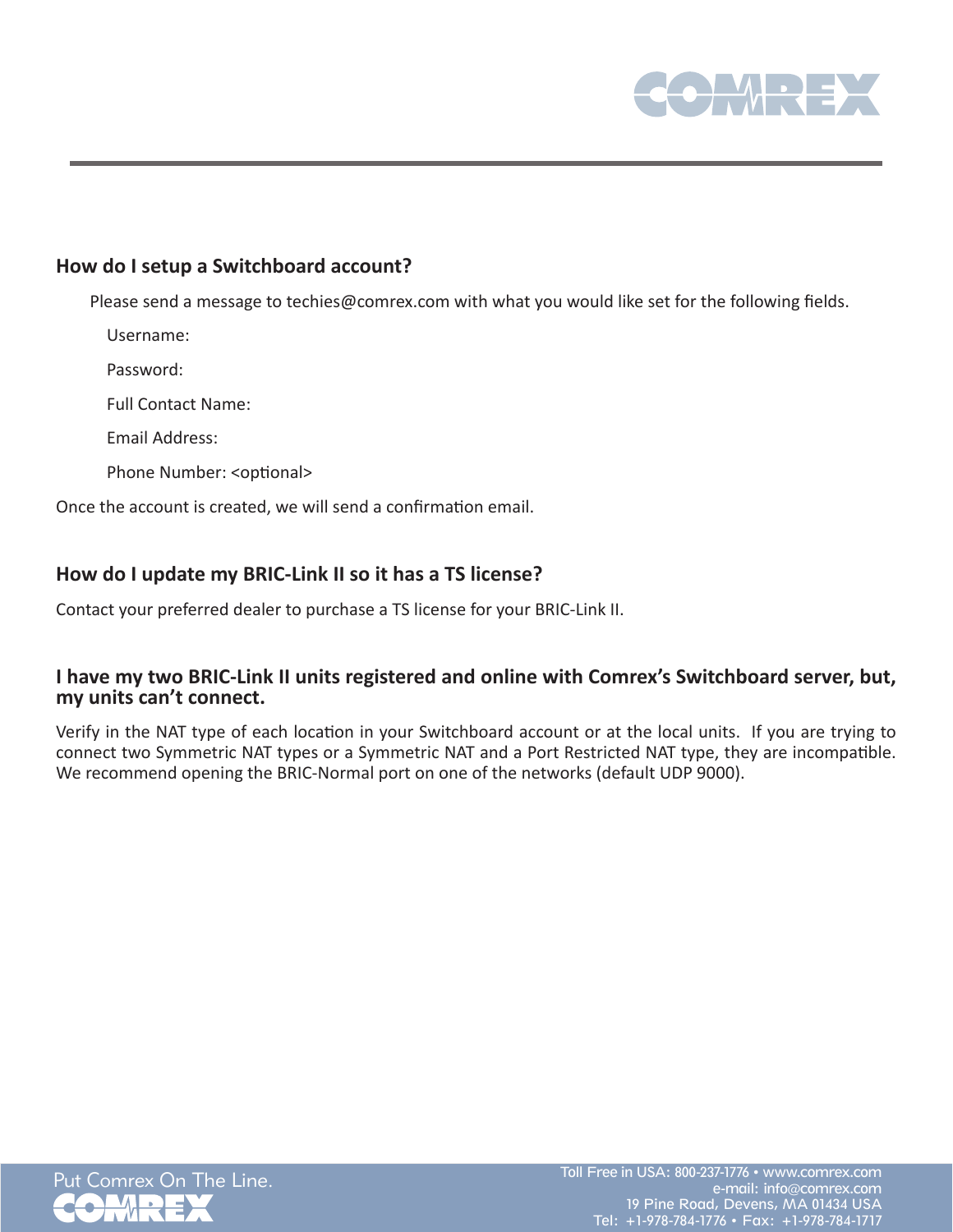## How do I setup a Switchboard account?

Please send a message to techies@comrex.com with what you would like set for the following fields.

Username:

Password:

Full Contact Name:

Email Address:

Phone Number: <optional>

Once the account is created, we will send a confirmation email.

## How do I update my BRIC-Link II so it has a TS license?

Contact your preferred dealer to purchase a TS license for your BRIC-Link II.

## I have my two BRIC-Link II units registered and online with Comrex's Switchboard server, but, my units can't connect.

Verify in the NAT type of each location in your Switchboard account or at the local units. If you are trying to connect two Symmetric NAT types or a Symmetric NAT and a Port Restricted NAT type, they are incompatible. We recommend opening the BRIC-Normal port on one of the networks (default UDP 9000).